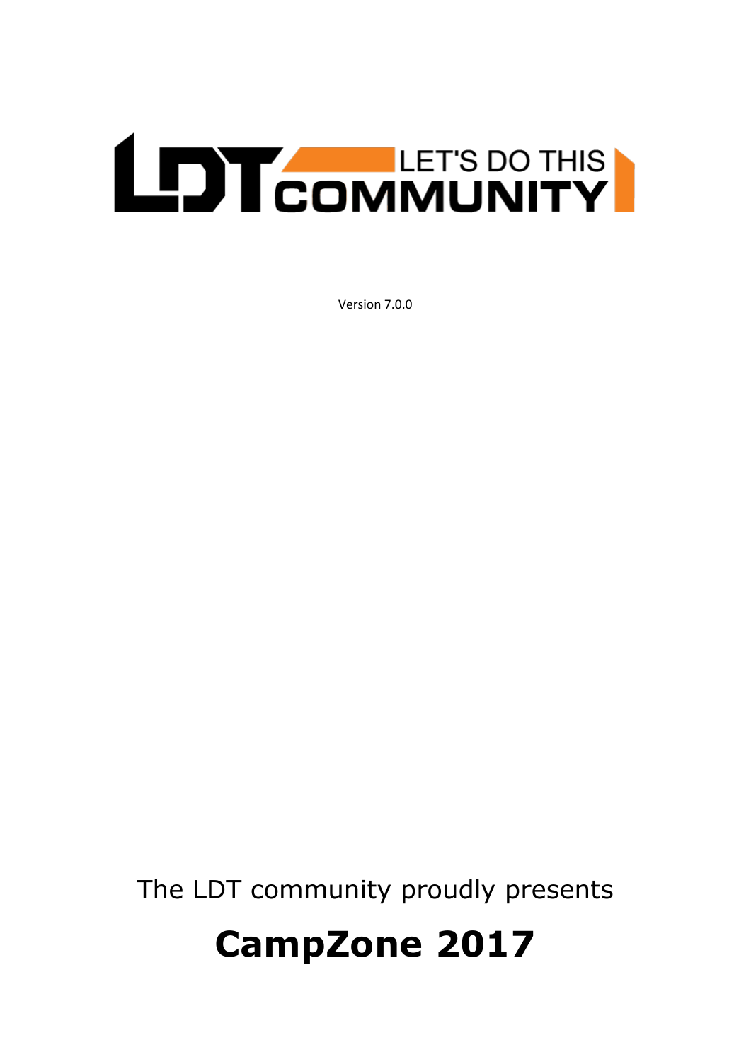LDT COMMUNITY — LET'S DO THIS

Version 7.0.0

The LDT community proudly presents

# CampZone 2017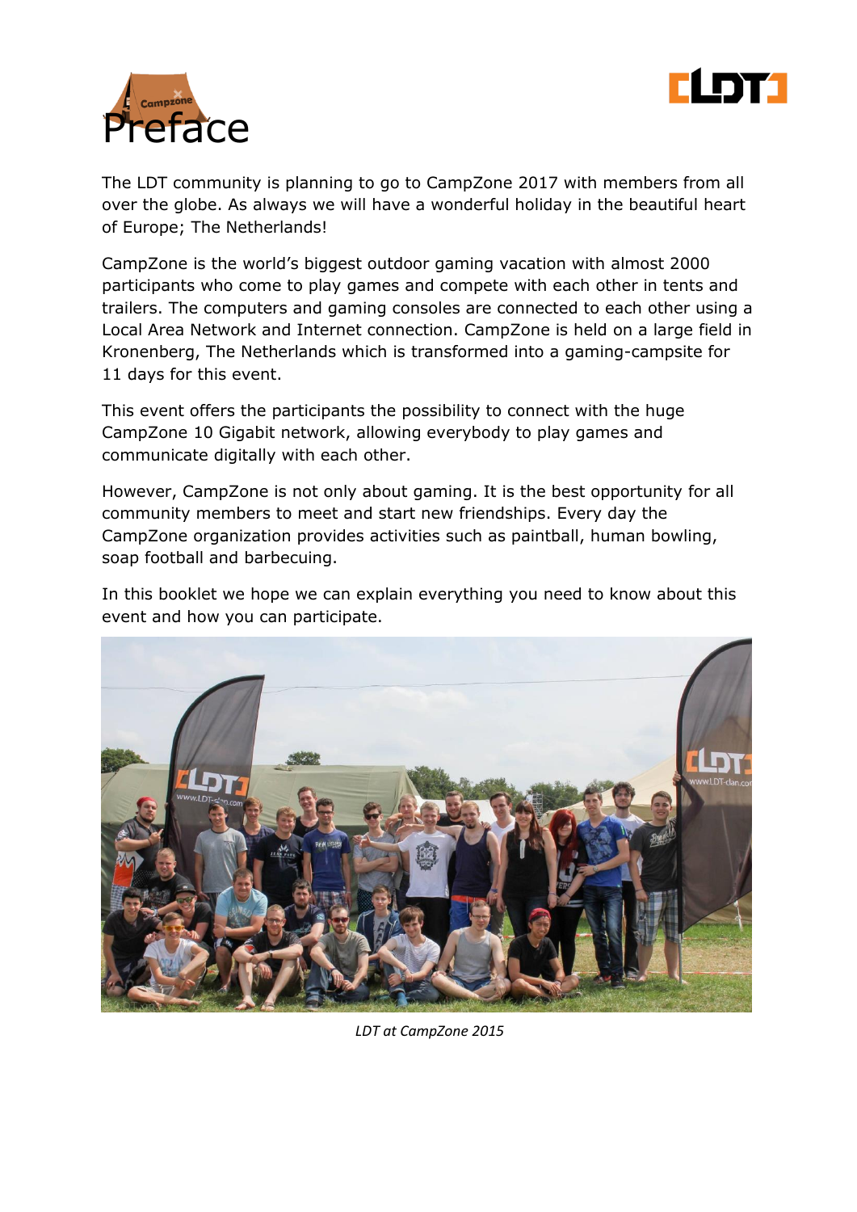# Preface

The LDT community is planning to go to CampZone 2017 with members from all over the globe. As always we will have a wonderful holiday in the beautiful heart of Europe; The Netherlands!

CampZone is the world's biggest outdoor gaming vacation with almost 2000 participants who come to play games and compete with each other in tents and trailers. The computers and gaming consoles are connected to each other using a Local Area Network and Internet connection. CampZone is held on a large field in Kronenberg, The Netherlands which is transformed into a gaming-campsite for 11 days for this event.

This event offers the participants the possibility to connect with the huge CampZone 10 Gigabit network, allowing everybody to play games and communicate digitally with each other.

However, CampZone is not only about gaming. It is the best opportunity for all community members to meet and start new friendships. Every day the CampZone organization provides activities such as paintball, human bowling, soap football and barbecuing.

In this booklet we hope we can explain everything you need to know about this event and how you can participate.

*LDT at CampZone 2015*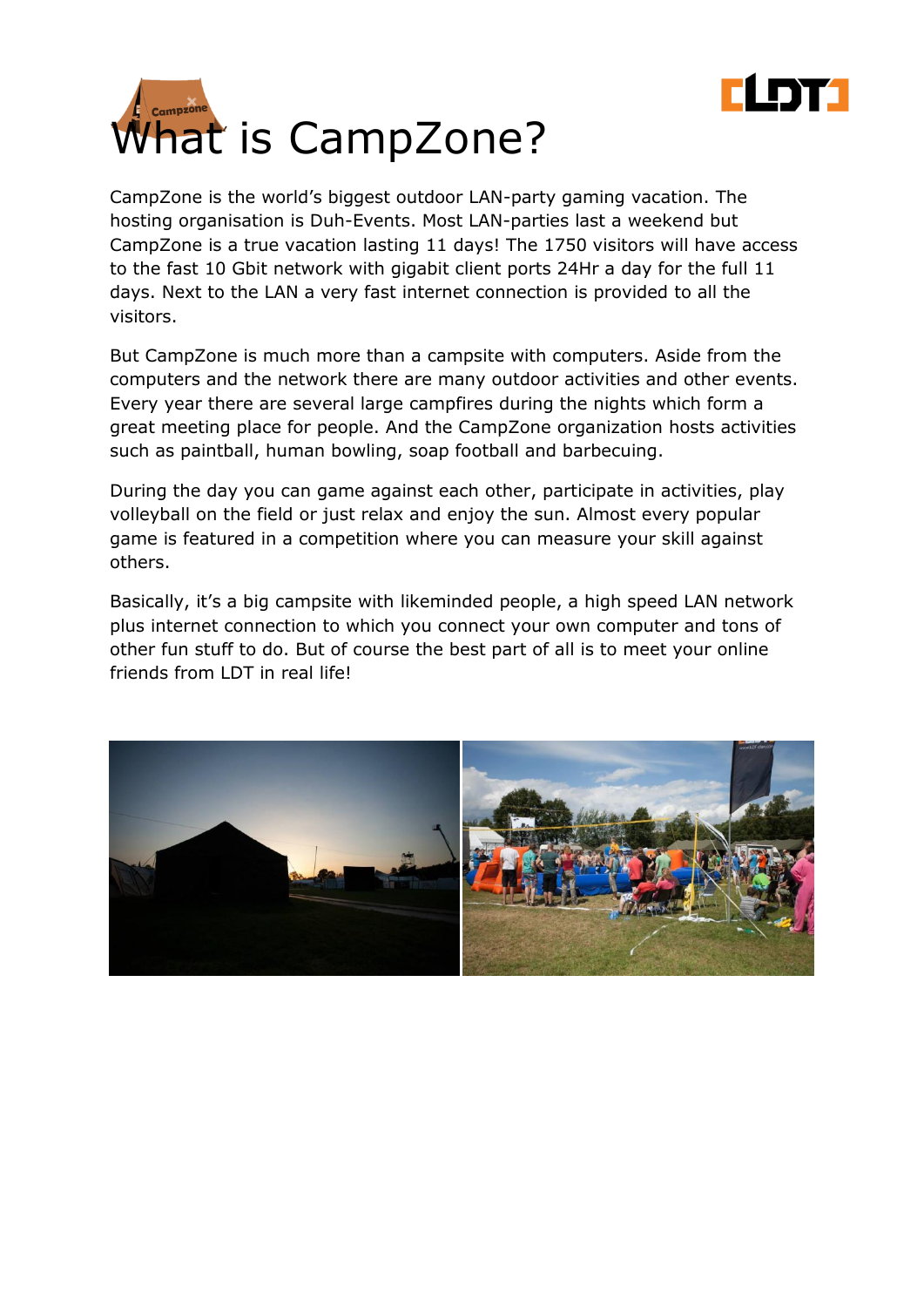# What is CampZone?

CampZone is the world's biggest outdoor LAN-party gaming vacation. The hosting organisation is Duh-Events. Most LAN-parties last a weekend but CampZone is a true vacation lasting 11 days! The 1750 visitors will have access to the fast 10 Gbit network with gigabit client ports 24Hr a day for the full 11 days. Next to the LAN a very fast internet connection is provided to all the visitors.

But CampZone is much more than a campsite with computers. Aside from the computers and the network there are many outdoor activities and other events. Every year there are several large campfires during the nights which form a great meeting place for people. And the CampZone organization hosts activities such as paintball, human bowling, soap football and barbecuing.

During the day you can game against each other, participate in activities, play volleyball on the field or just relax and enjoy the sun. Almost every popular game is featured in a competition where you can measure your skill against others.

Basically, it's a big campsite with likeminded people, a high speed LAN network plus internet connection to which you connect your own computer and tons of other fun stuff to do. But of course the best part of all is to meet your online friends from LDT in real life!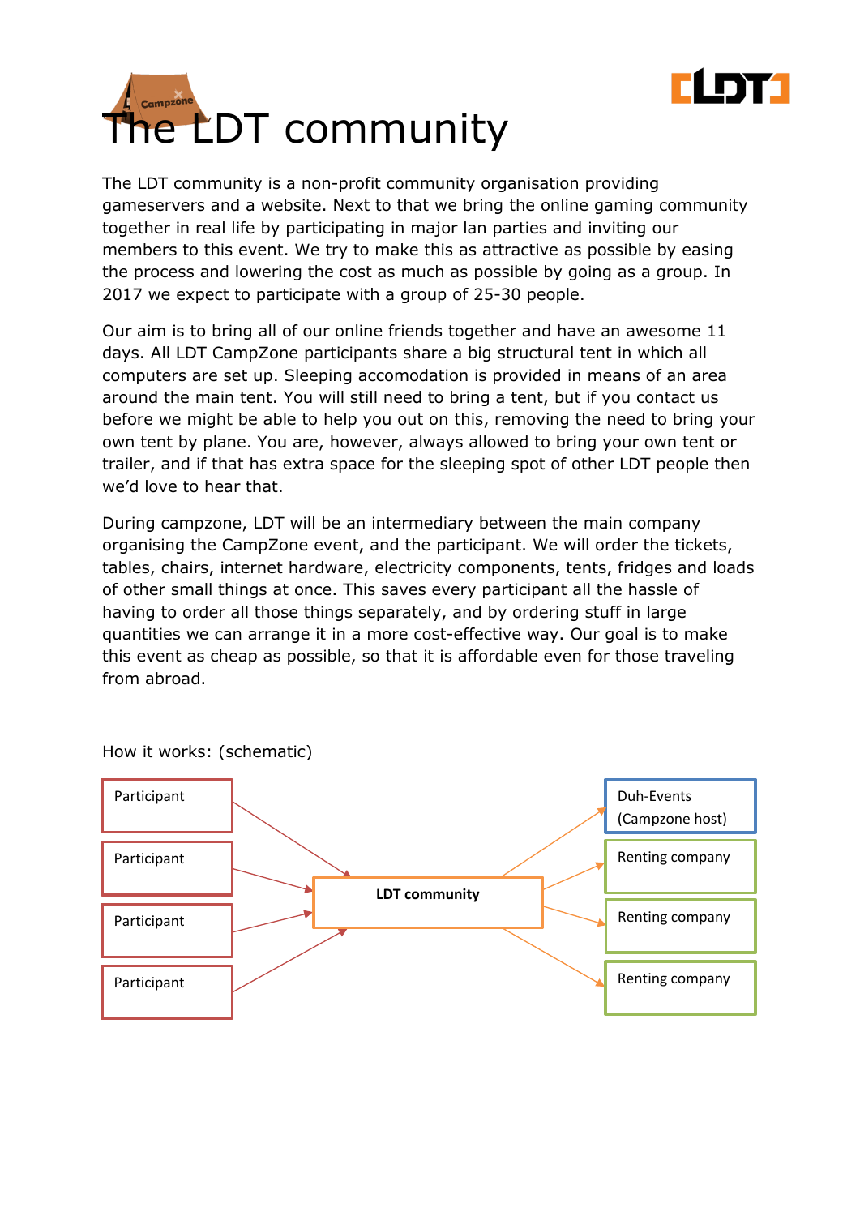# The LDT community

The LDT community is a non-profit community organisation providing gameservers and a website. Next to that we bring the online gaming community together in real life by participating in major lan parties and inviting our members to this event. We try to make this as attractive as possible by easing the process and lowering the cost as much as possible by going as a group. In 2017 we expect to participate with a group of 25-30 people.

Our aim is to bring all of our online friends together and have an awesome 11 days. All LDT CampZone participants share a big structural tent in which all computers are set up. Sleeping accomodation is provided in means of an area around the main tent. You will still need to bring a tent, but if you contact us before we might be able to help you out on this, removing the need to bring your own tent by plane. You are, however, always allowed to bring your own tent or trailer, and if that has extra space for the sleeping spot of other LDT people then we'd love to hear that.

During campzone, LDT will be an intermediary between the main company organising the CampZone event, and the participant. We will order the tickets, tables, chairs, internet hardware, electricity components, tents, fridges and loads of other small things at once. This saves every participant all the hassle of having to order all those things separately, and by ordering stuff in large quantities we can arrange it in a more cost-effective way. Our goal is to make this event as cheap as possible, so that it is affordable even for those traveling from abroad.

How it works: (schematic)

Participant → **LDT community**
Participant → **LDT community**
Participant → **LDT community**
Participant → **LDT community**

**LDT community** → Duh-Events (Campzone host)
**LDT community** → Renting company
**LDT community** → Renting company
**LDT community** → Renting company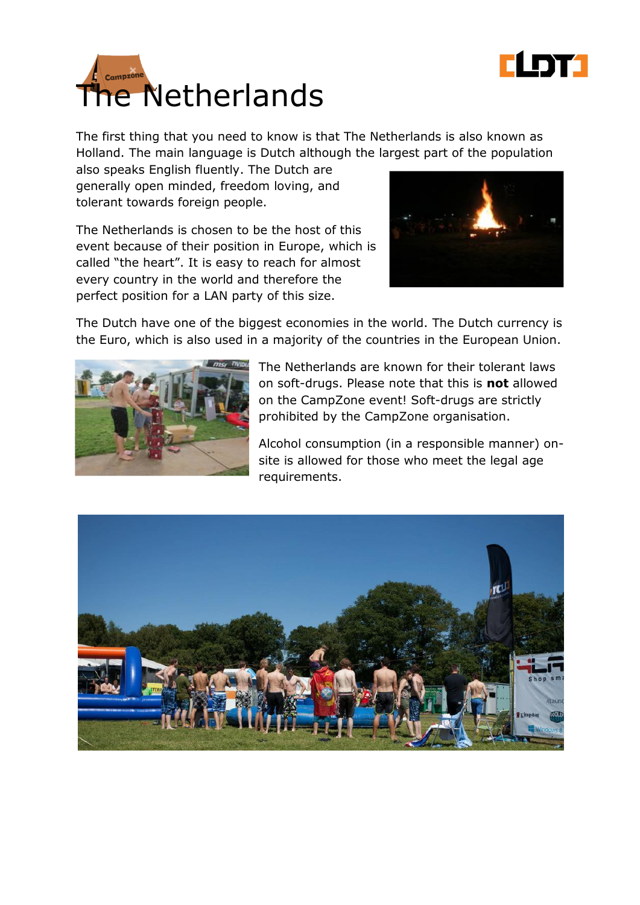# The Netherlands

The first thing that you need to know is that The Netherlands is also known as Holland. The main language is Dutch although the largest part of the population also speaks English fluently. The Dutch are generally open minded, freedom loving, and tolerant towards foreign people.

The Netherlands is chosen to be the host of this event because of their position in Europe, which is called "the heart". It is easy to reach for almost every country in the world and therefore the perfect position for a LAN party of this size.

The Dutch have one of the biggest economies in the world. The Dutch currency is the Euro, which is also used in a majority of the countries in the European Union.

The Netherlands are known for their tolerant laws on soft-drugs. Please note that this is **not** allowed on the CampZone event! Soft-drugs are strictly prohibited by the CampZone organisation.

Alcohol consumption (in a responsible manner) on-site is allowed for those who meet the legal age requirements.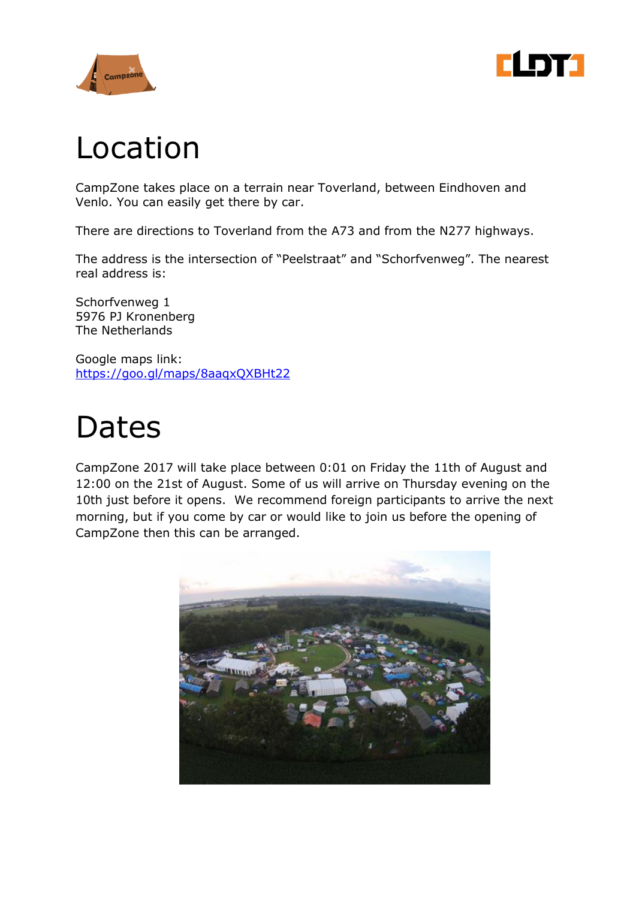# Location

CampZone takes place on a terrain near Toverland, between Eindhoven and Venlo. You can easily get there by car.

There are directions to Toverland from the A73 and from the N277 highways.

The address is the intersection of “Peelstraat” and “Schorfvenweg”. The nearest real address is:

Schorfvenweg 1
5976 PJ Kronenberg
The Netherlands

Google maps link:
https://goo.gl/maps/8aaqxQXBHt22

# Dates

CampZone 2017 will take place between 0:01 on Friday the 11th of August and 12:00 on the 21st of August. Some of us will arrive on Thursday evening on the 10th just before it opens. We recommend foreign participants to arrive the next morning, but if you come by car or would like to join us before the opening of CampZone then this can be arranged.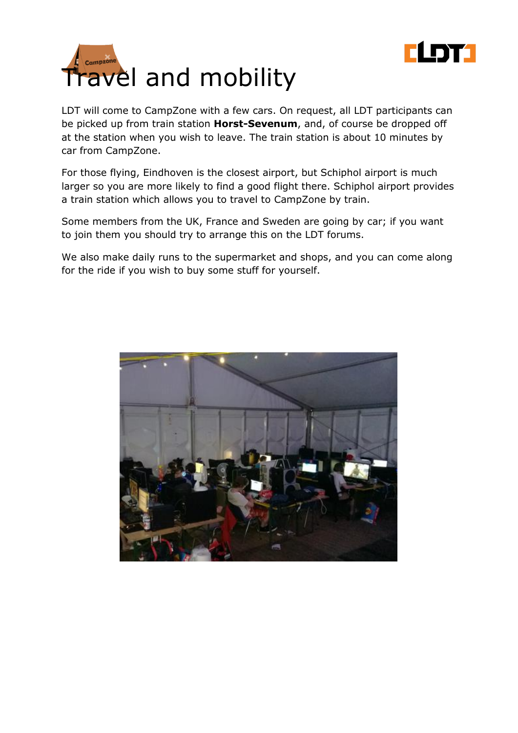# Travel and mobility

LDT will come to CampZone with a few cars. On request, all LDT participants can be picked up from train station **Horst-Sevenum**, and, of course be dropped off at the station when you wish to leave. The train station is about 10 minutes by car from CampZone.

For those flying, Eindhoven is the closest airport, but Schiphol airport is much larger so you are more likely to find a good flight there. Schiphol airport provides a train station which allows you to travel to CampZone by train.

Some members from the UK, France and Sweden are going by car; if you want to join them you should try to arrange this on the LDT forums.

We also make daily runs to the supermarket and shops, and you can come along for the ride if you wish to buy some stuff for yourself.